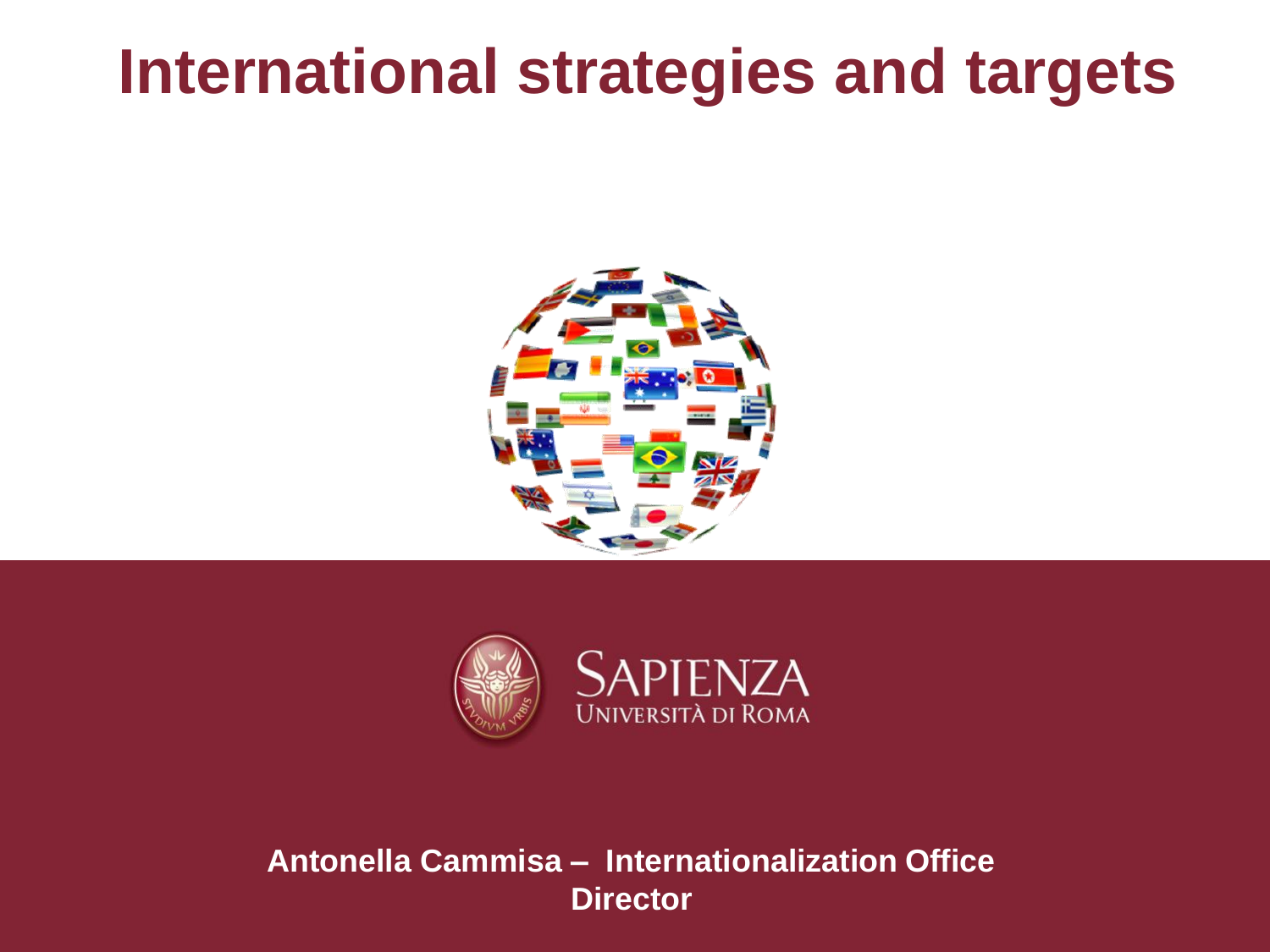# International strategies and targets

SAPIENZA
UNIVERSITÀ DI ROMA

**Antonella Cammisa – Internationalization Office Director**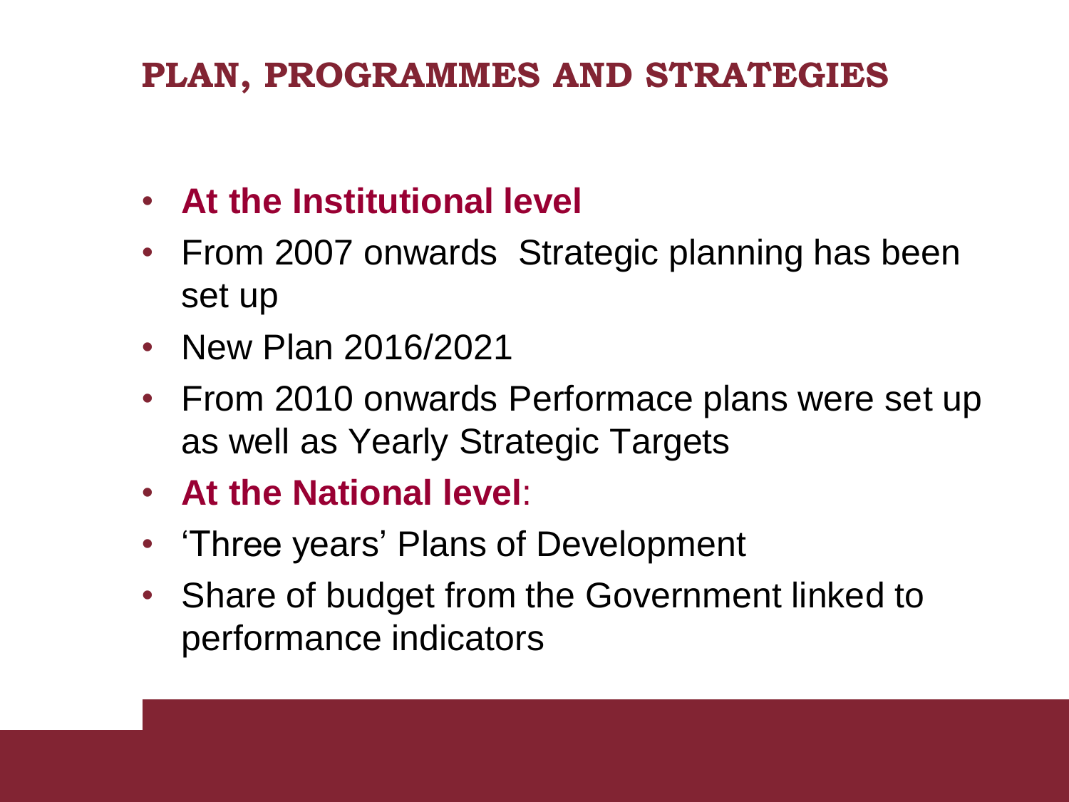# PLAN, PROGRAMMES AND STRATEGIES

- **At the Institutional level**
- From 2007 onwards  Strategic planning has been set up
- New Plan 2016/2021
- From 2010 onwards Performace plans were set up as well as Yearly Strategic Targets
- **At the National level**:
- 'Three years' Plans of Development
- Share of budget from the Government linked to performance indicators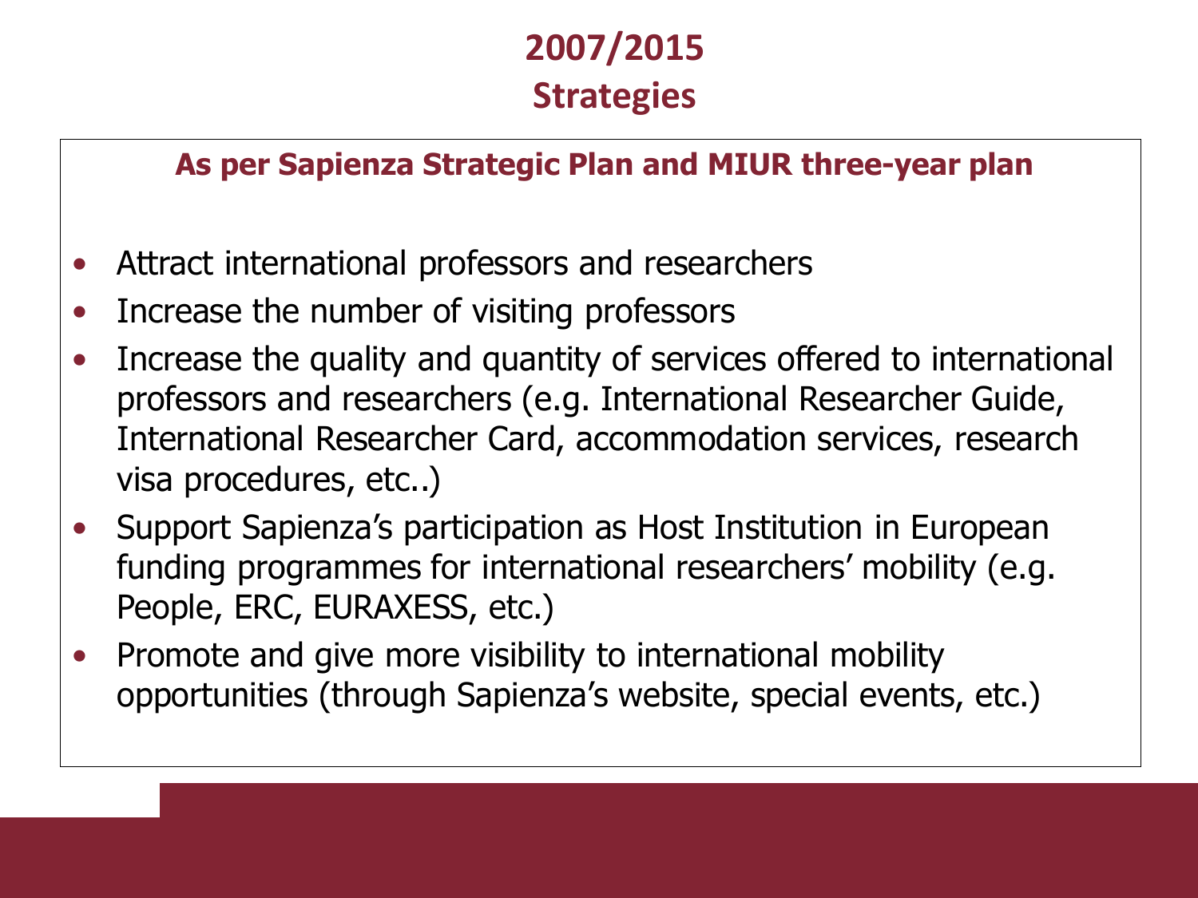# 2007/2015
## Strategies

**As per Sapienza Strategic Plan and MIUR three-year plan**

- Attract international professors and researchers
- Increase the number of visiting professors
- Increase the quality and quantity of services offered to international professors and researchers (e.g. International Researcher Guide, International Researcher Card, accommodation services, research visa procedures, etc..)
- Support Sapienza's participation as Host Institution in European funding programmes for international researchers' mobility (e.g. People, ERC, EURAXESS, etc.)
- Promote and give more visibility to international mobility opportunities (through Sapienza's website, special events, etc.)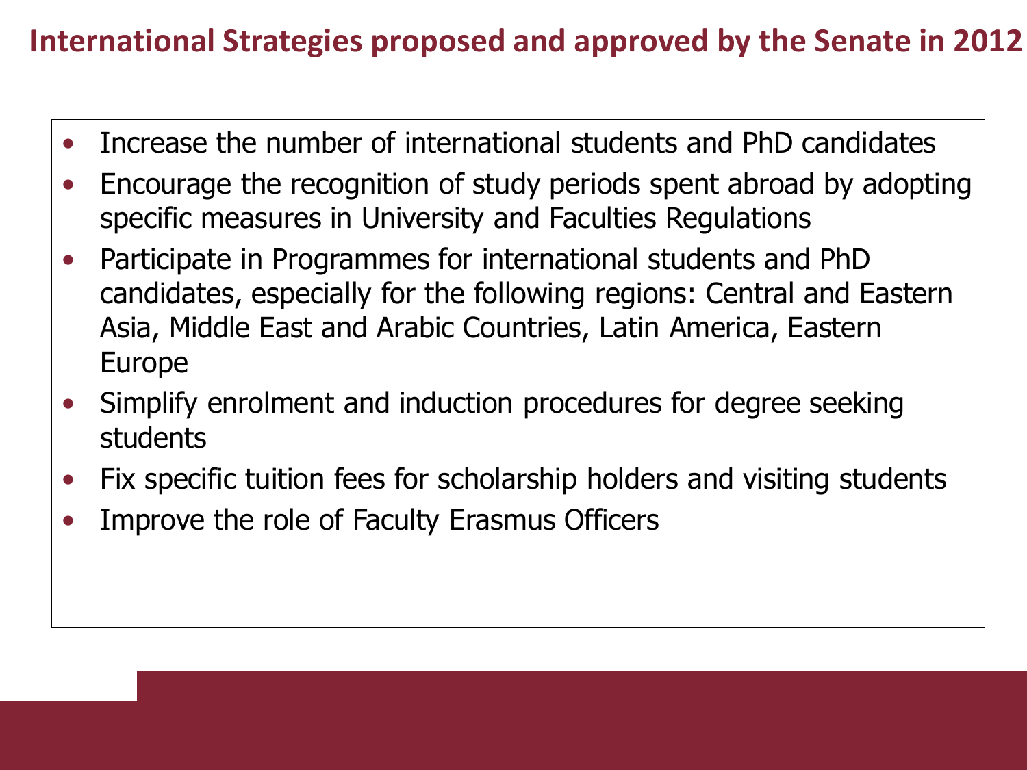# International Strategies proposed and approved by the Senate in 2012

- Increase the number of international students and PhD candidates
- Encourage the recognition of study periods spent abroad by adopting specific measures in University and Faculties Regulations
- Participate in Programmes for international students and PhD candidates, especially for the following regions: Central and Eastern Asia, Middle East and Arabic Countries, Latin America, Eastern Europe
- Simplify enrolment and induction procedures for degree seeking students
- Fix specific tuition fees for scholarship holders and visiting students
- Improve the role of Faculty Erasmus Officers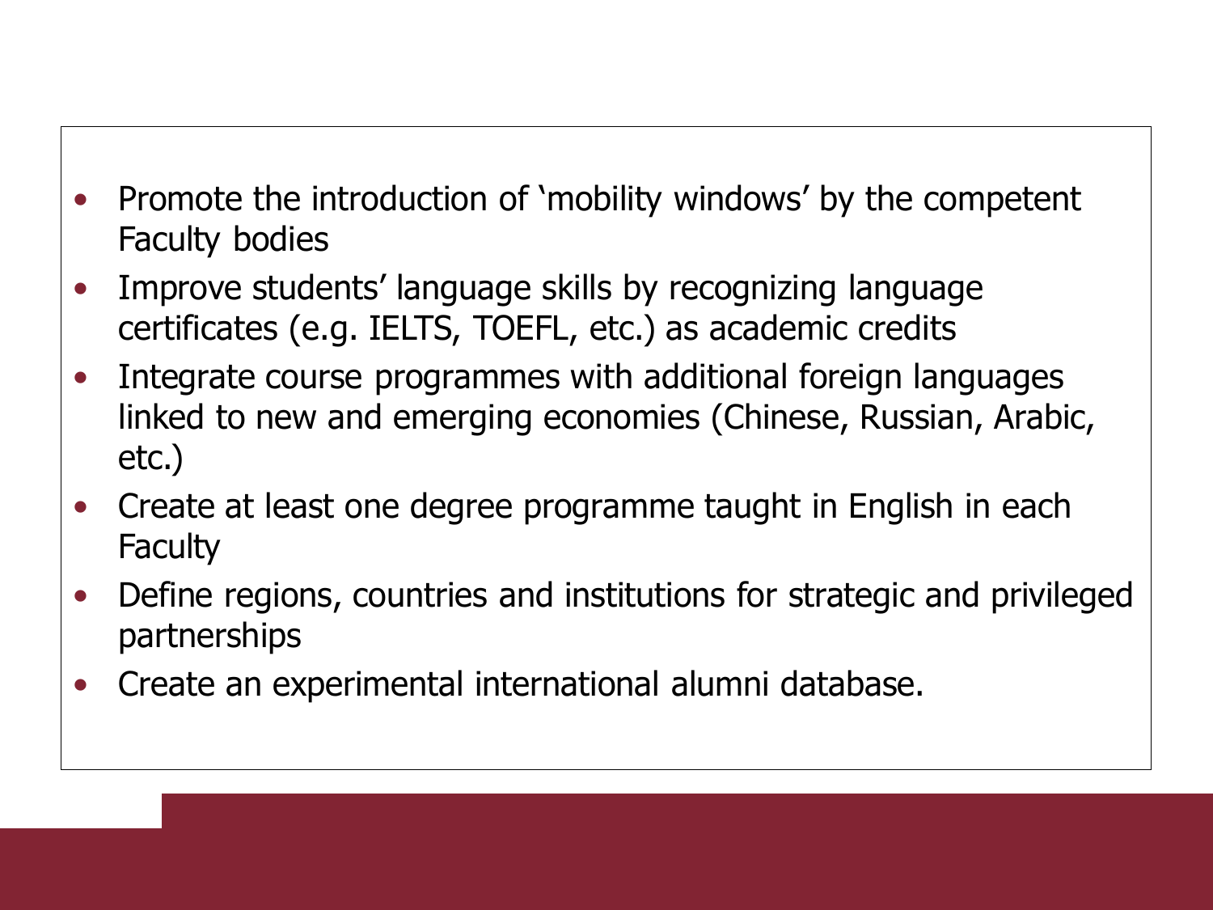- Promote the introduction of 'mobility windows' by the competent Faculty bodies
- Improve students' language skills by recognizing language certificates (e.g. IELTS, TOEFL, etc.) as academic credits
- Integrate course programmes with additional foreign languages linked to new and emerging economies (Chinese, Russian, Arabic, etc.)
- Create at least one degree programme taught in English in each Faculty
- Define regions, countries and institutions for strategic and privileged partnerships
- Create an experimental international alumni database.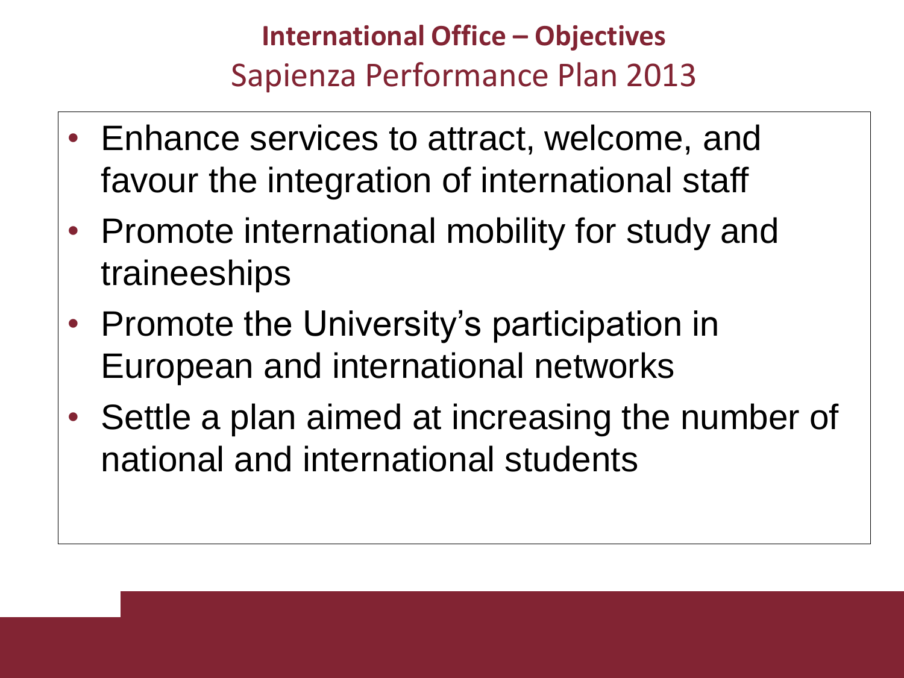## International Office – Objectives

Sapienza Performance Plan 2013

- Enhance services to attract, welcome, and favour the integration of international staff
- Promote international mobility for study and traineeships
- Promote the University's participation in European and international networks
- Settle a plan aimed at increasing the number of national and international students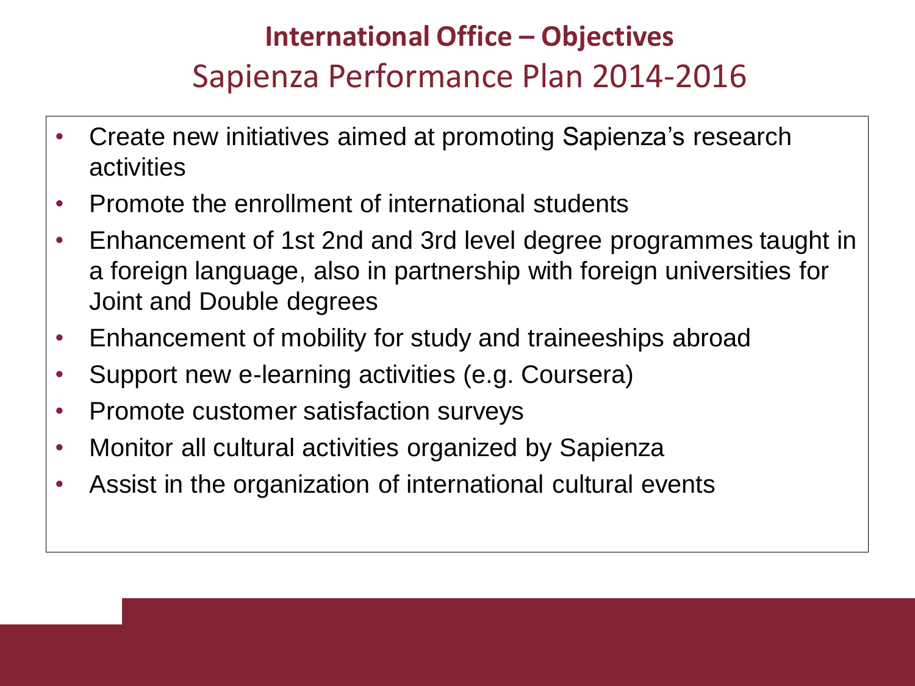# International Office – Objectives

## Sapienza Performance Plan 2014-2016

- Create new initiatives aimed at promoting Sapienza's research activities
- Promote the enrollment of international students
- Enhancement of 1st 2nd and 3rd level degree programmes taught in a foreign language, also in partnership with foreign universities for Joint and Double degrees
- Enhancement of mobility for study and traineeships abroad
- Support new e-learning activities (e.g. Coursera)
- Promote customer satisfaction surveys
- Monitor all cultural activities organized by Sapienza
- Assist in the organization of international cultural events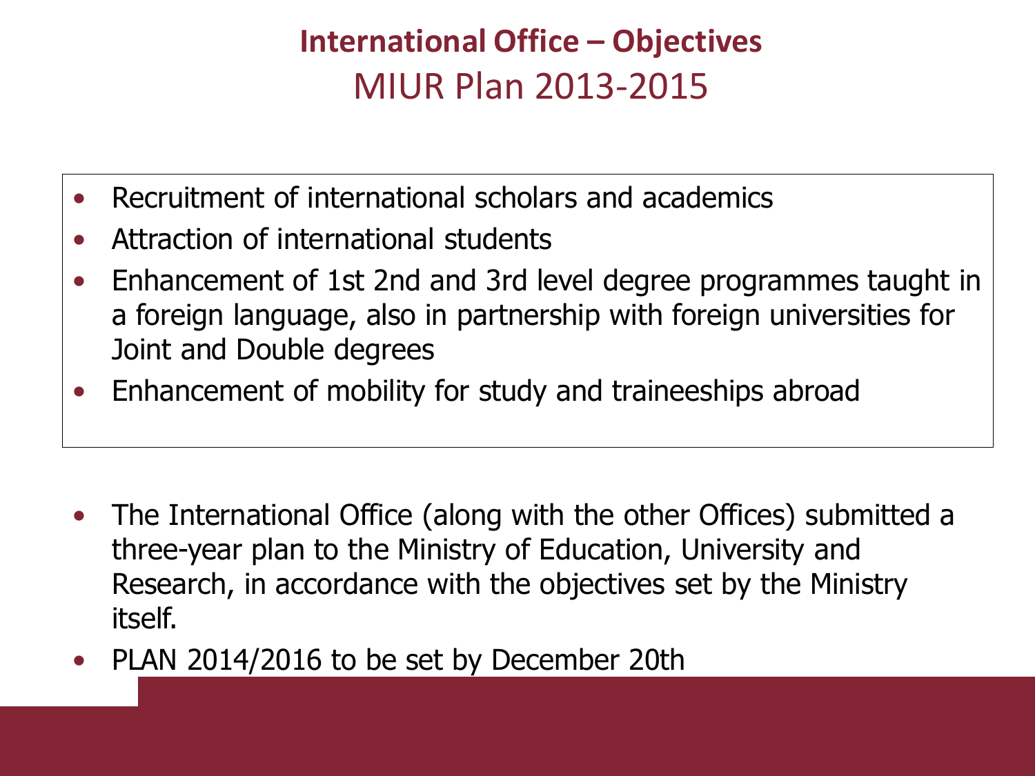# International Office – Objectives

## MIUR Plan 2013-2015

- Recruitment of international scholars and academics
- Attraction of international students
- Enhancement of 1st 2nd and 3rd level degree programmes taught in a foreign language, also in partnership with foreign universities for Joint and Double degrees
- Enhancement of mobility for study and traineeships abroad

- The International Office (along with the other Offices) submitted a three-year plan to the Ministry of Education, University and Research, in accordance with the objectives set by the Ministry itself.
- PLAN 2014/2016 to be set by December 20th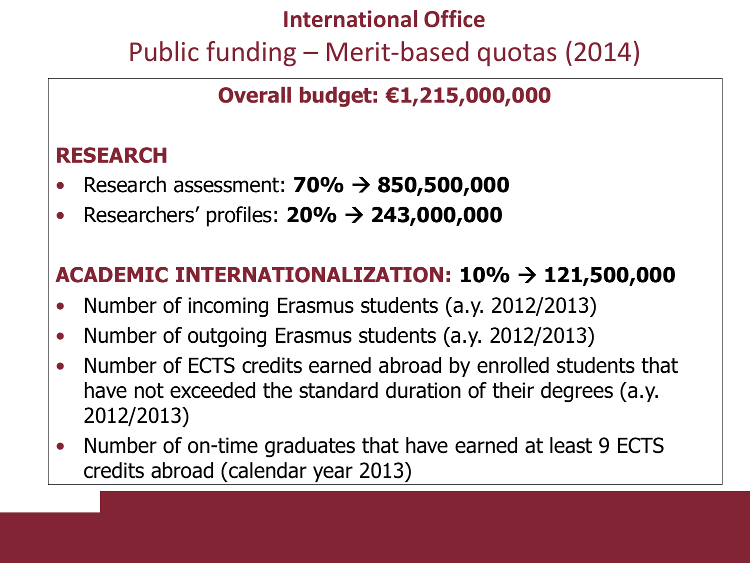**International Office**

# Public funding – Merit-based quotas (2014)

## Overall budget: €1,215,000,000

### RESEARCH

- Research assessment: **70% → 850,500,000**
- Researchers' profiles: **20% → 243,000,000**

### ACADEMIC INTERNATIONALIZATION: 10% → 121,500,000

- Number of incoming Erasmus students (a.y. 2012/2013)
- Number of outgoing Erasmus students (a.y. 2012/2013)
- Number of ECTS credits earned abroad by enrolled students that have not exceeded the standard duration of their degrees (a.y. 2012/2013)
- Number of on-time graduates that have earned at least 9 ECTS credits abroad (calendar year 2013)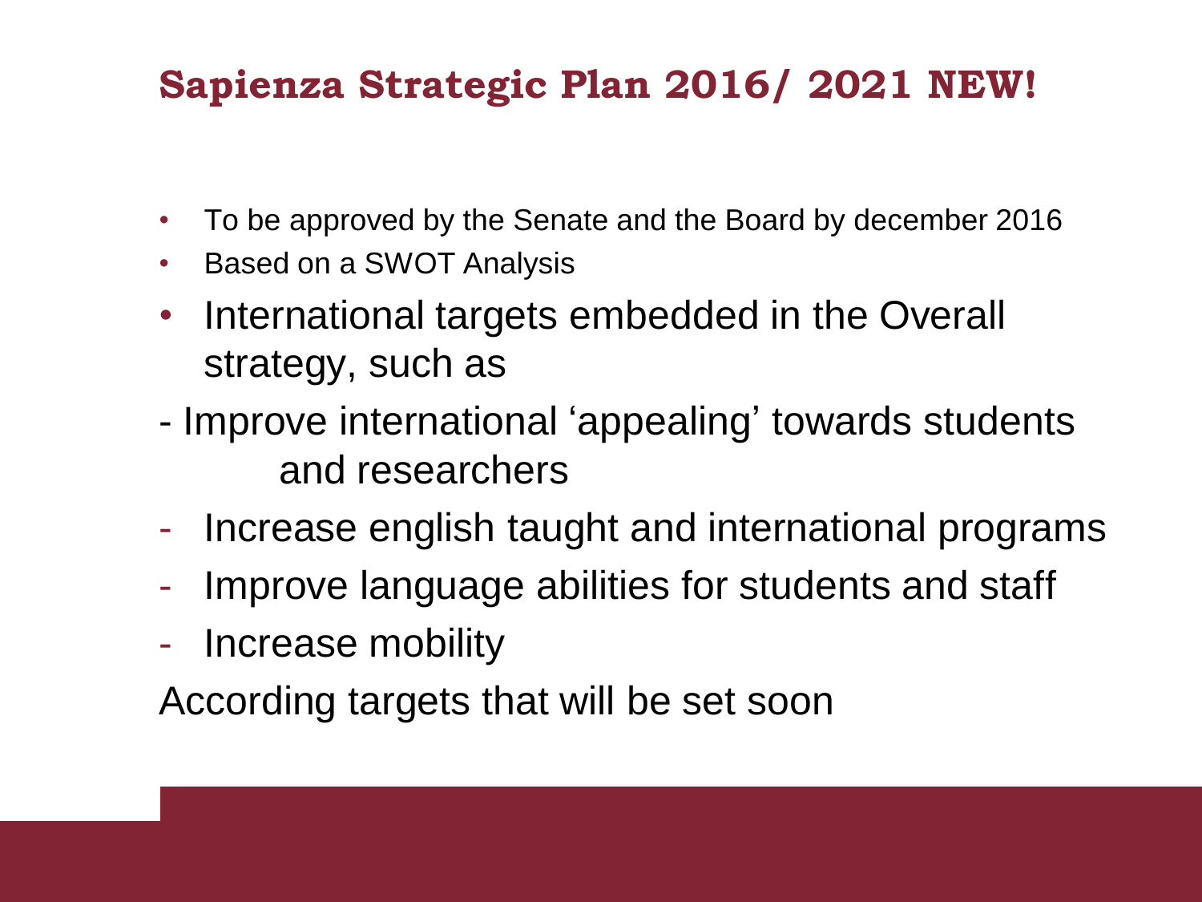# Sapienza Strategic Plan 2016/ 2021 NEW!

- To be approved by the Senate and the Board by december 2016
- Based on a SWOT Analysis
- International targets embedded in the Overall strategy, such as

- Improve international 'appealing' towards students and researchers
- Increase english taught and international programs
- Improve language abilities for students and staff
- Increase mobility

According targets that will be set soon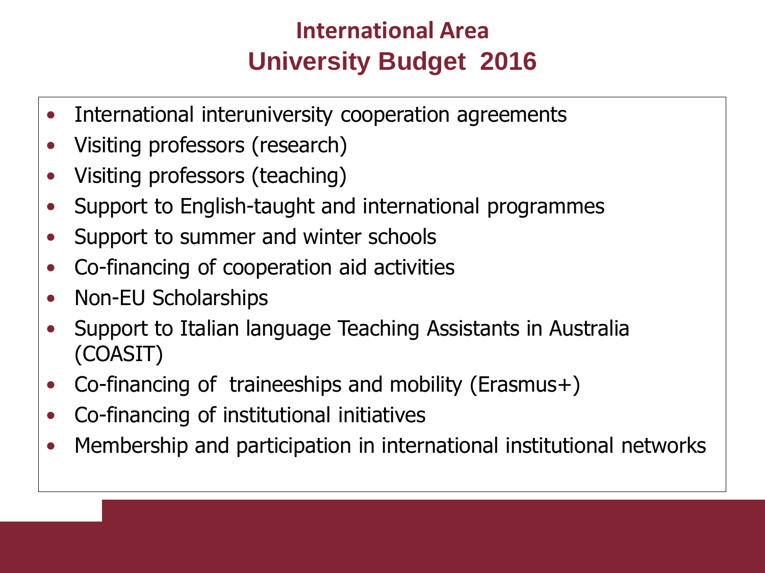# International Area
## University Budget 2016

- International interuniversity cooperation agreements
- Visiting professors (research)
- Visiting professors (teaching)
- Support to English-taught and international programmes
- Support to summer and winter schools
- Co-financing of cooperation aid activities
- Non-EU Scholarships
- Support to Italian language Teaching Assistants in Australia (COASIT)
- Co-financing of traineeships and mobility (Erasmus+)
- Co-financing of institutional initiatives
- Membership and participation in international institutional networks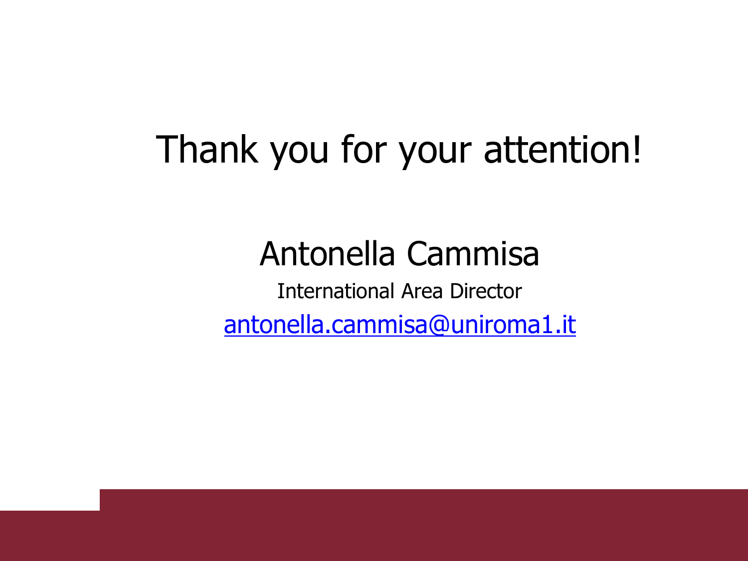# Thank you for your attention!

Antonella Cammisa

International Area Director

antonella.cammisa@uniroma1.it